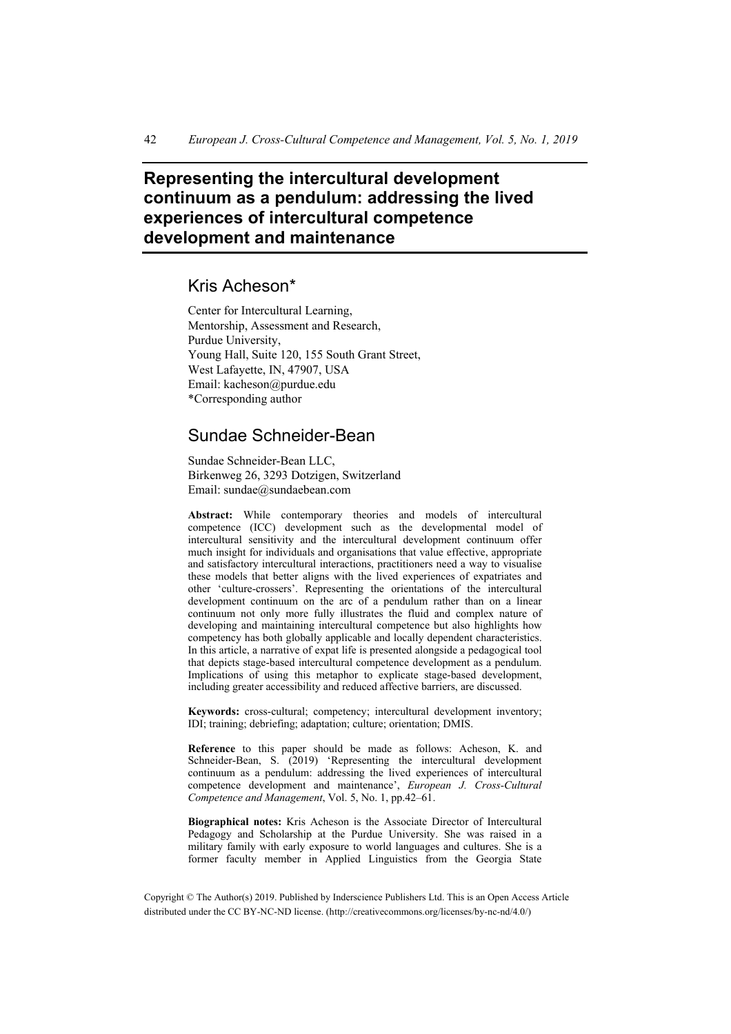# Representing the intercultural development continuum as a pendulum: addressing the lived experiences of intercultural competence development and maintenance

## Kris Acheson*

Center for Intercultural Learning,
Mentorship, Assessment and Research,
Purdue University,
Young Hall, Suite 120, 155 South Grant Street,
West Lafayette, IN, 47907, USA
Email: kacheson@purdue.edu
*Corresponding author

## Sundae Schneider-Bean

Sundae Schneider-Bean LLC,
Birkenweg 26, 3293 Dotzigen, Switzerland
Email: sundae@sundaebean.com

**Abstract:** While contemporary theories and models of intercultural competence (ICC) development such as the developmental model of intercultural sensitivity and the intercultural development continuum offer much insight for individuals and organisations that value effective, appropriate and satisfactory intercultural interactions, practitioners need a way to visualise these models that better aligns with the lived experiences of expatriates and other 'culture-crossers'. Representing the orientations of the intercultural development continuum on the arc of a pendulum rather than on a linear continuum not only more fully illustrates the fluid and complex nature of developing and maintaining intercultural competence but also highlights how competency has both globally applicable and locally dependent characteristics. In this article, a narrative of expat life is presented alongside a pedagogical tool that depicts stage-based intercultural competence development as a pendulum. Implications of using this metaphor to explicate stage-based development, including greater accessibility and reduced affective barriers, are discussed.

**Keywords:** cross-cultural; competency; intercultural development inventory; IDI; training; debriefing; adaptation; culture; orientation; DMIS.

**Reference** to this paper should be made as follows: Acheson, K. and Schneider-Bean, S. (2019) 'Representing the intercultural development continuum as a pendulum: addressing the lived experiences of intercultural competence development and maintenance', *European J. Cross-Cultural Competence and Management*, Vol. 5, No. 1, pp.42–61.

**Biographical notes:** Kris Acheson is the Associate Director of Intercultural Pedagogy and Scholarship at the Purdue University. She was raised in a military family with early exposure to world languages and cultures. She is a former faculty member in Applied Linguistics from the Georgia State

Copyright © The Author(s) 2019. Published by Inderscience Publishers Ltd. This is an Open Access Article distributed under the CC BY-NC-ND license. (http://creativecommons.org/licenses/by-nc-nd/4.0/)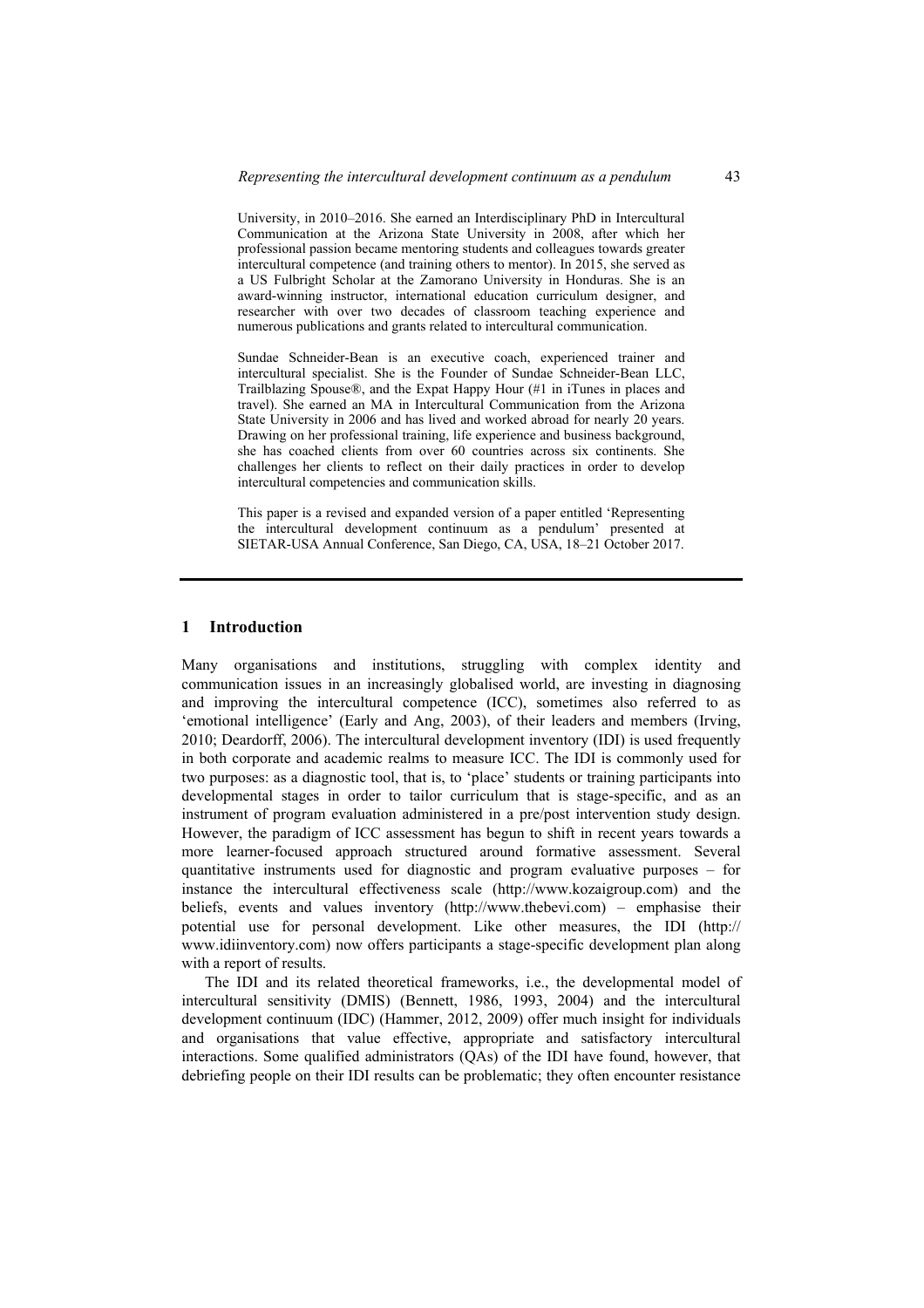University, in 2010–2016. She earned an Interdisciplinary PhD in Intercultural Communication at the Arizona State University in 2008, after which her professional passion became mentoring students and colleagues towards greater intercultural competence (and training others to mentor). In 2015, she served as a US Fulbright Scholar at the Zamorano University in Honduras. She is an award-winning instructor, international education curriculum designer, and researcher with over two decades of classroom teaching experience and numerous publications and grants related to intercultural communication.

Sundae Schneider-Bean is an executive coach, experienced trainer and intercultural specialist. She is the Founder of Sundae Schneider-Bean LLC, Trailblazing Spouse®, and the Expat Happy Hour (#1 in iTunes in places and travel). She earned an MA in Intercultural Communication from the Arizona State University in 2006 and has lived and worked abroad for nearly 20 years. Drawing on her professional training, life experience and business background, she has coached clients from over 60 countries across six continents. She challenges her clients to reflect on their daily practices in order to develop intercultural competencies and communication skills.

This paper is a revised and expanded version of a paper entitled 'Representing the intercultural development continuum as a pendulum' presented at SIETAR-USA Annual Conference, San Diego, CA, USA, 18–21 October 2017.

## 1 Introduction

Many organisations and institutions, struggling with complex identity and communication issues in an increasingly globalised world, are investing in diagnosing and improving the intercultural competence (ICC), sometimes also referred to as 'emotional intelligence' (Early and Ang, 2003), of their leaders and members (Irving, 2010; Deardorff, 2006). The intercultural development inventory (IDI) is used frequently in both corporate and academic realms to measure ICC. The IDI is commonly used for two purposes: as a diagnostic tool, that is, to 'place' students or training participants into developmental stages in order to tailor curriculum that is stage-specific, and as an instrument of program evaluation administered in a pre/post intervention study design. However, the paradigm of ICC assessment has begun to shift in recent years towards a more learner-focused approach structured around formative assessment. Several quantitative instruments used for diagnostic and program evaluative purposes – for instance the intercultural effectiveness scale (http://www.kozaigroup.com) and the beliefs, events and values inventory (http://www.thebevi.com) – emphasise their potential use for personal development. Like other measures, the IDI (http://www.idiinventory.com) now offers participants a stage-specific development plan along with a report of results.

The IDI and its related theoretical frameworks, i.e., the developmental model of intercultural sensitivity (DMIS) (Bennett, 1986, 1993, 2004) and the intercultural development continuum (IDC) (Hammer, 2012, 2009) offer much insight for individuals and organisations that value effective, appropriate and satisfactory intercultural interactions. Some qualified administrators (QAs) of the IDI have found, however, that debriefing people on their IDI results can be problematic; they often encounter resistance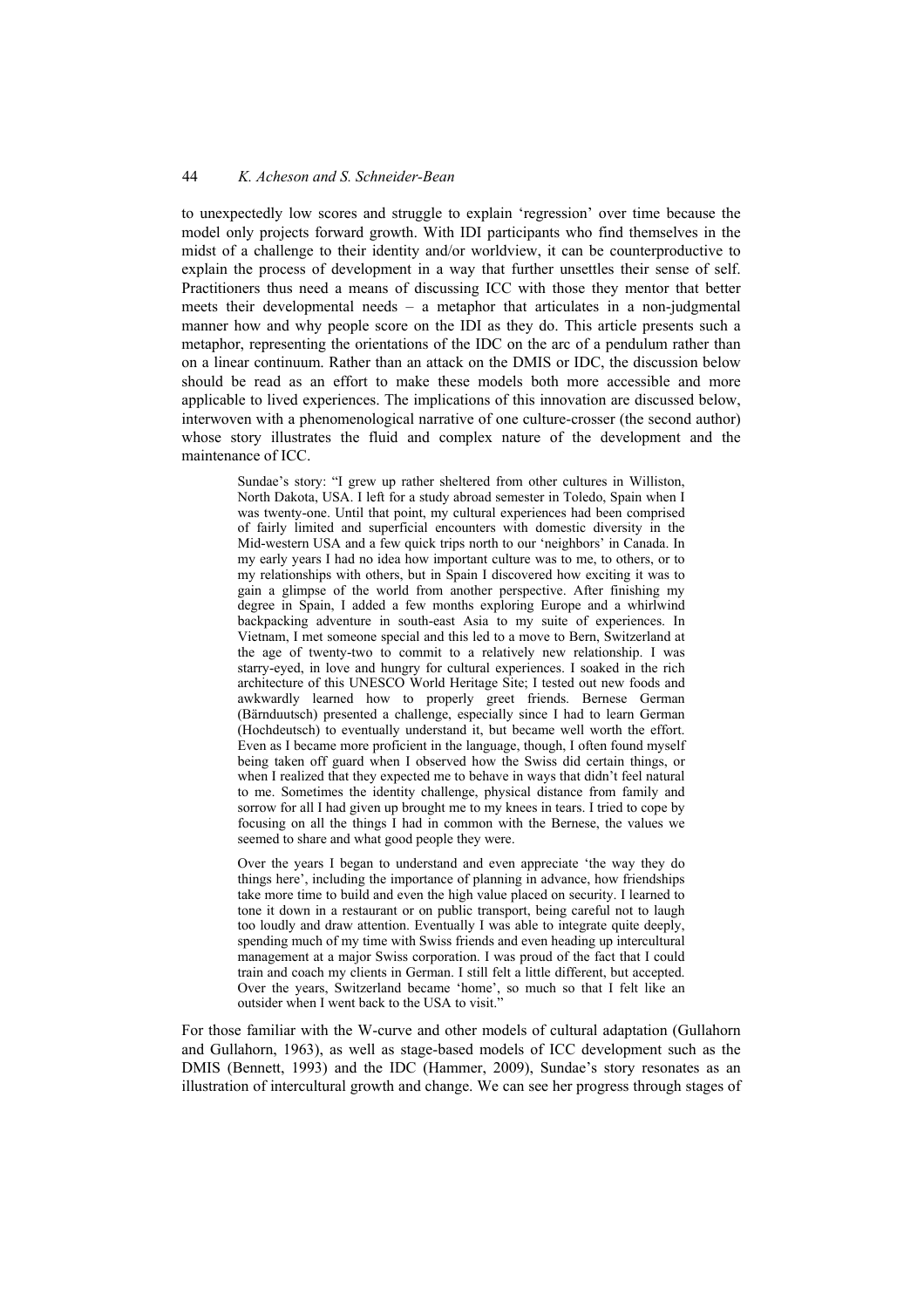to unexpectedly low scores and struggle to explain 'regression' over time because the model only projects forward growth. With IDI participants who find themselves in the midst of a challenge to their identity and/or worldview, it can be counterproductive to explain the process of development in a way that further unsettles their sense of self. Practitioners thus need a means of discussing ICC with those they mentor that better meets their developmental needs – a metaphor that articulates in a non-judgmental manner how and why people score on the IDI as they do. This article presents such a metaphor, representing the orientations of the IDC on the arc of a pendulum rather than on a linear continuum. Rather than an attack on the DMIS or IDC, the discussion below should be read as an effort to make these models both more accessible and more applicable to lived experiences. The implications of this innovation are discussed below, interwoven with a phenomenological narrative of one culture-crosser (the second author) whose story illustrates the fluid and complex nature of the development and the maintenance of ICC.

> Sundae's story: "I grew up rather sheltered from other cultures in Williston, North Dakota, USA. I left for a study abroad semester in Toledo, Spain when I was twenty-one. Until that point, my cultural experiences had been comprised of fairly limited and superficial encounters with domestic diversity in the Mid-western USA and a few quick trips north to our 'neighbors' in Canada. In my early years I had no idea how important culture was to me, to others, or to my relationships with others, but in Spain I discovered how exciting it was to gain a glimpse of the world from another perspective. After finishing my degree in Spain, I added a few months exploring Europe and a whirlwind backpacking adventure in south-east Asia to my suite of experiences. In Vietnam, I met someone special and this led to a move to Bern, Switzerland at the age of twenty-two to commit to a relatively new relationship. I was starry-eyed, in love and hungry for cultural experiences. I soaked in the rich architecture of this UNESCO World Heritage Site; I tested out new foods and awkwardly learned how to properly greet friends. Bernese German (Bärnduutsch) presented a challenge, especially since I had to learn German (Hochdeutsch) to eventually understand it, but became well worth the effort. Even as I became more proficient in the language, though, I often found myself being taken off guard when I observed how the Swiss did certain things, or when I realized that they expected me to behave in ways that didn't feel natural to me. Sometimes the identity challenge, physical distance from family and sorrow for all I had given up brought me to my knees in tears. I tried to cope by focusing on all the things I had in common with the Bernese, the values we seemed to share and what good people they were.
>
> Over the years I began to understand and even appreciate 'the way they do things here', including the importance of planning in advance, how friendships take more time to build and even the high value placed on security. I learned to tone it down in a restaurant or on public transport, being careful not to laugh too loudly and draw attention. Eventually I was able to integrate quite deeply, spending much of my time with Swiss friends and even heading up intercultural management at a major Swiss corporation. I was proud of the fact that I could train and coach my clients in German. I still felt a little different, but accepted. Over the years, Switzerland became 'home', so much so that I felt like an outsider when I went back to the USA to visit."

For those familiar with the W-curve and other models of cultural adaptation (Gullahorn and Gullahorn, 1963), as well as stage-based models of ICC development such as the DMIS (Bennett, 1993) and the IDC (Hammer, 2009), Sundae's story resonates as an illustration of intercultural growth and change. We can see her progress through stages of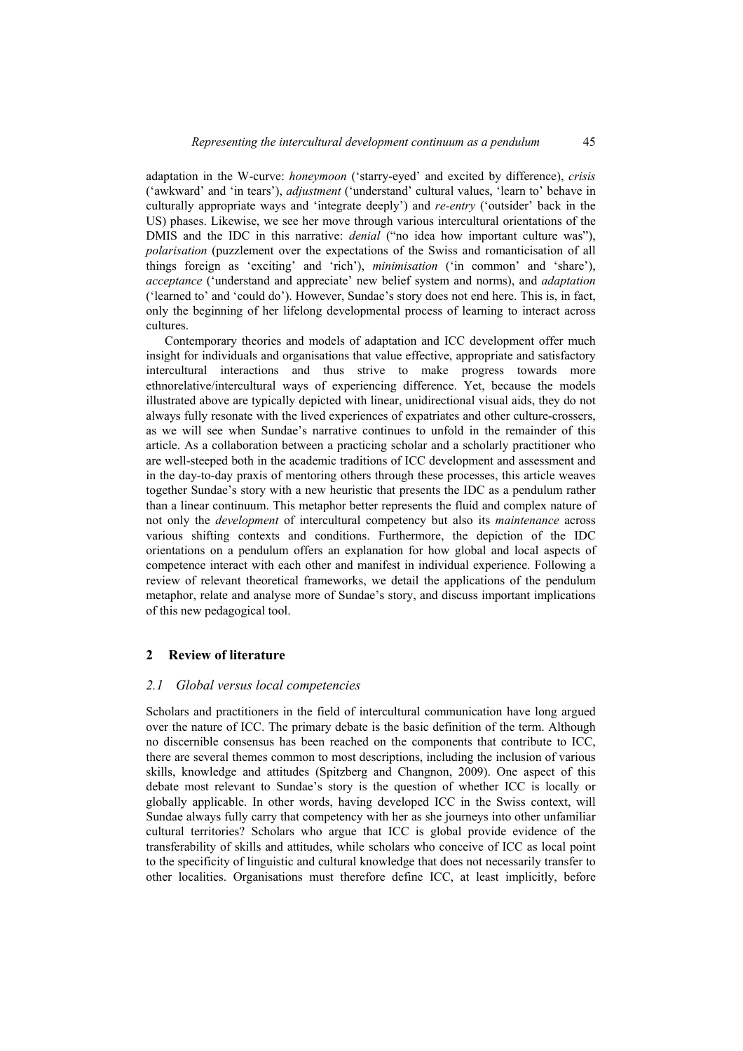adaptation in the W-curve: *honeymoon* ('starry-eyed' and excited by difference), *crisis* ('awkward' and 'in tears'), *adjustment* ('understand' cultural values, 'learn to' behave in culturally appropriate ways and 'integrate deeply') and *re-entry* ('outsider' back in the US) phases. Likewise, we see her move through various intercultural orientations of the DMIS and the IDC in this narrative: *denial* ("no idea how important culture was"), *polarisation* (puzzlement over the expectations of the Swiss and romanticisation of all things foreign as 'exciting' and 'rich'), *minimisation* ('in common' and 'share'), *acceptance* ('understand and appreciate' new belief system and norms), and *adaptation* ('learned to' and 'could do'). However, Sundae's story does not end here. This is, in fact, only the beginning of her lifelong developmental process of learning to interact across cultures.

Contemporary theories and models of adaptation and ICC development offer much insight for individuals and organisations that value effective, appropriate and satisfactory intercultural interactions and thus strive to make progress towards more ethnorelative/intercultural ways of experiencing difference. Yet, because the models illustrated above are typically depicted with linear, unidirectional visual aids, they do not always fully resonate with the lived experiences of expatriates and other culture-crossers, as we will see when Sundae's narrative continues to unfold in the remainder of this article. As a collaboration between a practicing scholar and a scholarly practitioner who are well-steeped both in the academic traditions of ICC development and assessment and in the day-to-day praxis of mentoring others through these processes, this article weaves together Sundae's story with a new heuristic that presents the IDC as a pendulum rather than a linear continuum. This metaphor better represents the fluid and complex nature of not only the *development* of intercultural competency but also its *maintenance* across various shifting contexts and conditions. Furthermore, the depiction of the IDC orientations on a pendulum offers an explanation for how global and local aspects of competence interact with each other and manifest in individual experience. Following a review of relevant theoretical frameworks, we detail the applications of the pendulum metaphor, relate and analyse more of Sundae's story, and discuss important implications of this new pedagogical tool.

## 2 Review of literature

### 2.1 Global versus local competencies

Scholars and practitioners in the field of intercultural communication have long argued over the nature of ICC. The primary debate is the basic definition of the term. Although no discernible consensus has been reached on the components that contribute to ICC, there are several themes common to most descriptions, including the inclusion of various skills, knowledge and attitudes (Spitzberg and Changnon, 2009). One aspect of this debate most relevant to Sundae's story is the question of whether ICC is locally or globally applicable. In other words, having developed ICC in the Swiss context, will Sundae always fully carry that competency with her as she journeys into other unfamiliar cultural territories? Scholars who argue that ICC is global provide evidence of the transferability of skills and attitudes, while scholars who conceive of ICC as local point to the specificity of linguistic and cultural knowledge that does not necessarily transfer to other localities. Organisations must therefore define ICC, at least implicitly, before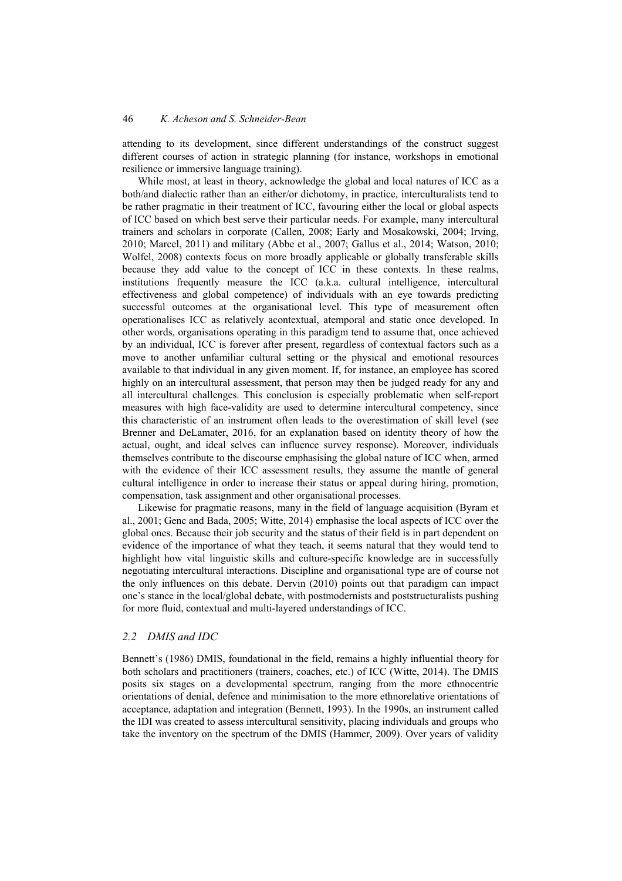attending to its development, since different understandings of the construct suggest different courses of action in strategic planning (for instance, workshops in emotional resilience or immersive language training).

While most, at least in theory, acknowledge the global and local natures of ICC as a both/and dialectic rather than an either/or dichotomy, in practice, interculturalists tend to be rather pragmatic in their treatment of ICC, favouring either the local or global aspects of ICC based on which best serve their particular needs. For example, many intercultural trainers and scholars in corporate (Callen, 2008; Early and Mosakowski, 2004; Irving, 2010; Marcel, 2011) and military (Abbe et al., 2007; Gallus et al., 2014; Watson, 2010; Wolfel, 2008) contexts focus on more broadly applicable or globally transferable skills because they add value to the concept of ICC in these contexts. In these realms, institutions frequently measure the ICC (a.k.a. cultural intelligence, intercultural effectiveness and global competence) of individuals with an eye towards predicting successful outcomes at the organisational level. This type of measurement often operationalises ICC as relatively acontextual, atemporal and static once developed. In other words, organisations operating in this paradigm tend to assume that, once achieved by an individual, ICC is forever after present, regardless of contextual factors such as a move to another unfamiliar cultural setting or the physical and emotional resources available to that individual in any given moment. If, for instance, an employee has scored highly on an intercultural assessment, that person may then be judged ready for any and all intercultural challenges. This conclusion is especially problematic when self-report measures with high face-validity are used to determine intercultural competency, since this characteristic of an instrument often leads to the overestimation of skill level (see Brenner and DeLamater, 2016, for an explanation based on identity theory of how the actual, ought, and ideal selves can influence survey response). Moreover, individuals themselves contribute to the discourse emphasising the global nature of ICC when, armed with the evidence of their ICC assessment results, they assume the mantle of general cultural intelligence in order to increase their status or appeal during hiring, promotion, compensation, task assignment and other organisational processes.

Likewise for pragmatic reasons, many in the field of language acquisition (Byram et al., 2001; Genc and Bada, 2005; Witte, 2014) emphasise the local aspects of ICC over the global ones. Because their job security and the status of their field is in part dependent on evidence of the importance of what they teach, it seems natural that they would tend to highlight how vital linguistic skills and culture-specific knowledge are in successfully negotiating intercultural interactions. Discipline and organisational type are of course not the only influences on this debate. Dervin (2010) points out that paradigm can impact one's stance in the local/global debate, with postmodernists and poststructuralists pushing for more fluid, contextual and multi-layered understandings of ICC.

### *2.2 DMIS and IDC*

Bennett's (1986) DMIS, foundational in the field, remains a highly influential theory for both scholars and practitioners (trainers, coaches, etc.) of ICC (Witte, 2014). The DMIS posits six stages on a developmental spectrum, ranging from the more ethnocentric orientations of denial, defence and minimisation to the more ethnorelative orientations of acceptance, adaptation and integration (Bennett, 1993). In the 1990s, an instrument called the IDI was created to assess intercultural sensitivity, placing individuals and groups who take the inventory on the spectrum of the DMIS (Hammer, 2009). Over years of validity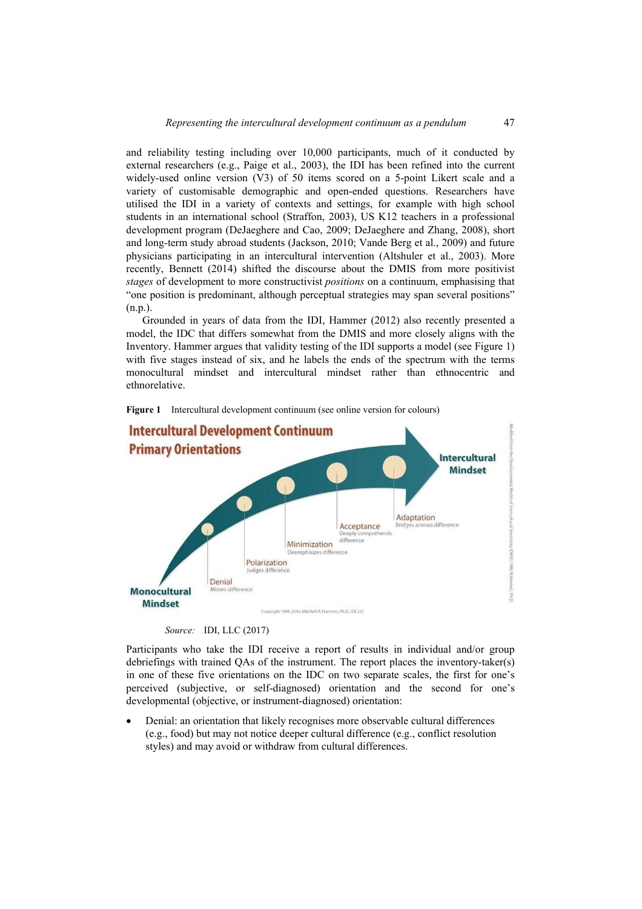and reliability testing including over 10,000 participants, much of it conducted by external researchers (e.g., Paige et al., 2003), the IDI has been refined into the current widely-used online version (V3) of 50 items scored on a 5-point Likert scale and a variety of customisable demographic and open-ended questions. Researchers have utilised the IDI in a variety of contexts and settings, for example with high school students in an international school (Straffon, 2003), US K12 teachers in a professional development program (DeJaeghere and Cao, 2009; DeJaeghere and Zhang, 2008), short and long-term study abroad students (Jackson, 2010; Vande Berg et al., 2009) and future physicians participating in an intercultural intervention (Altshuler et al., 2003). More recently, Bennett (2014) shifted the discourse about the DMIS from more positivist *stages* of development to more constructivist *positions* on a continuum, emphasising that "one position is predominant, although perceptual strategies may span several positions" (n.p.).

Grounded in years of data from the IDI, Hammer (2012) also recently presented a model, the IDC that differs somewhat from the DMIS and more closely aligns with the Inventory. Hammer argues that validity testing of the IDI supports a model (see Figure 1) with five stages instead of six, and he labels the ends of the spectrum with the terms monocultural mindset and intercultural mindset rather than ethnocentric and ethnorelative.

**Figure 1** Intercultural development continuum (see online version for colours)

*Source:* IDI, LLC (2017)

Participants who take the IDI receive a report of results in individual and/or group debriefings with trained QAs of the instrument. The report places the inventory-taker(s) in one of these five orientations on the IDC on two separate scales, the first for one's perceived (subjective, or self-diagnosed) orientation and the second for one's developmental (objective, or instrument-diagnosed) orientation:

- Denial: an orientation that likely recognises more observable cultural differences (e.g., food) but may not notice deeper cultural difference (e.g., conflict resolution styles) and may avoid or withdraw from cultural differences.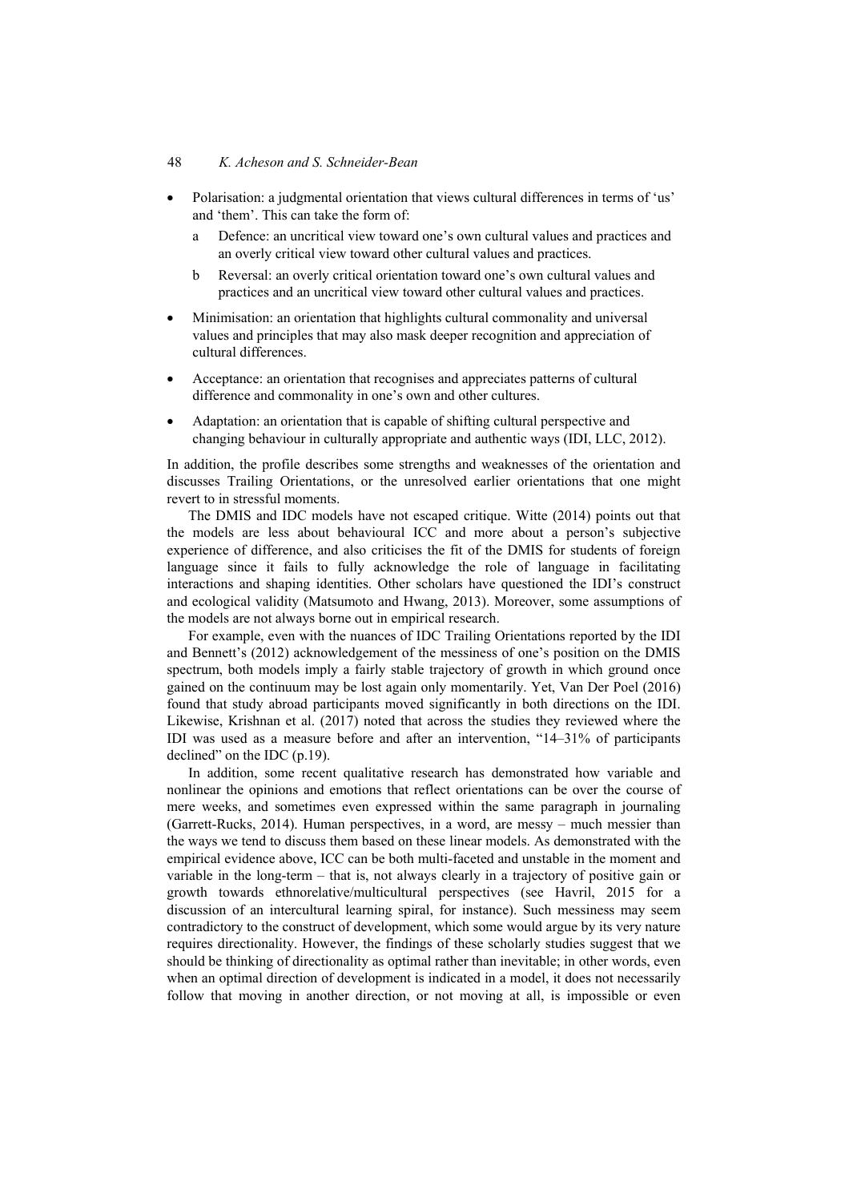- Polarisation: a judgmental orientation that views cultural differences in terms of 'us' and 'them'. This can take the form of:
  - a Defence: an uncritical view toward one's own cultural values and practices and an overly critical view toward other cultural values and practices.
  - b Reversal: an overly critical orientation toward one's own cultural values and practices and an uncritical view toward other cultural values and practices.
- Minimisation: an orientation that highlights cultural commonality and universal values and principles that may also mask deeper recognition and appreciation of cultural differences.
- Acceptance: an orientation that recognises and appreciates patterns of cultural difference and commonality in one's own and other cultures.
- Adaptation: an orientation that is capable of shifting cultural perspective and changing behaviour in culturally appropriate and authentic ways (IDI, LLC, 2012).

In addition, the profile describes some strengths and weaknesses of the orientation and discusses Trailing Orientations, or the unresolved earlier orientations that one might revert to in stressful moments.

The DMIS and IDC models have not escaped critique. Witte (2014) points out that the models are less about behavioural ICC and more about a person's subjective experience of difference, and also criticises the fit of the DMIS for students of foreign language since it fails to fully acknowledge the role of language in facilitating interactions and shaping identities. Other scholars have questioned the IDI's construct and ecological validity (Matsumoto and Hwang, 2013). Moreover, some assumptions of the models are not always borne out in empirical research.

For example, even with the nuances of IDC Trailing Orientations reported by the IDI and Bennett's (2012) acknowledgement of the messiness of one's position on the DMIS spectrum, both models imply a fairly stable trajectory of growth in which ground once gained on the continuum may be lost again only momentarily. Yet, Van Der Poel (2016) found that study abroad participants moved significantly in both directions on the IDI. Likewise, Krishnan et al. (2017) noted that across the studies they reviewed where the IDI was used as a measure before and after an intervention, "14–31% of participants declined" on the IDC (p.19).

In addition, some recent qualitative research has demonstrated how variable and nonlinear the opinions and emotions that reflect orientations can be over the course of mere weeks, and sometimes even expressed within the same paragraph in journaling (Garrett-Rucks, 2014). Human perspectives, in a word, are messy – much messier than the ways we tend to discuss them based on these linear models. As demonstrated with the empirical evidence above, ICC can be both multi-faceted and unstable in the moment and variable in the long-term – that is, not always clearly in a trajectory of positive gain or growth towards ethnorelative/multicultural perspectives (see Havril, 2015 for a discussion of an intercultural learning spiral, for instance). Such messiness may seem contradictory to the construct of development, which some would argue by its very nature requires directionality. However, the findings of these scholarly studies suggest that we should be thinking of directionality as optimal rather than inevitable; in other words, even when an optimal direction of development is indicated in a model, it does not necessarily follow that moving in another direction, or not moving at all, is impossible or even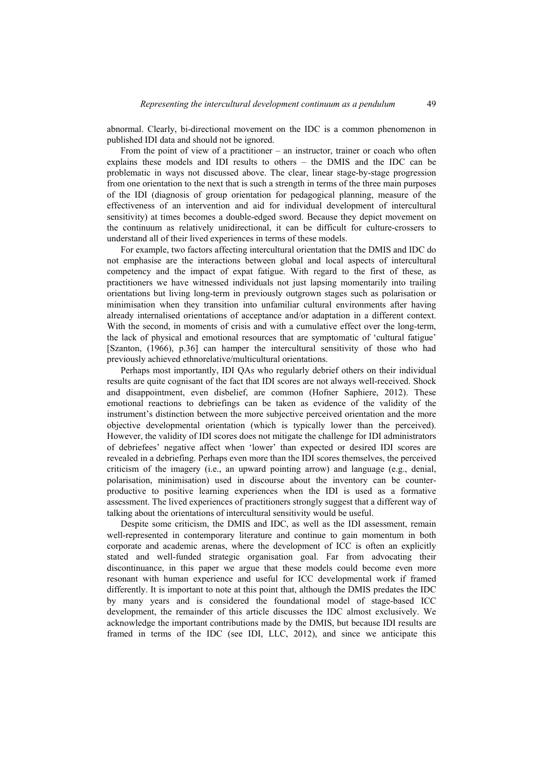abnormal. Clearly, bi-directional movement on the IDC is a common phenomenon in published IDI data and should not be ignored.

From the point of view of a practitioner – an instructor, trainer or coach who often explains these models and IDI results to others – the DMIS and the IDC can be problematic in ways not discussed above. The clear, linear stage-by-stage progression from one orientation to the next that is such a strength in terms of the three main purposes of the IDI (diagnosis of group orientation for pedagogical planning, measure of the effectiveness of an intervention and aid for individual development of intercultural sensitivity) at times becomes a double-edged sword. Because they depict movement on the continuum as relatively unidirectional, it can be difficult for culture-crossers to understand all of their lived experiences in terms of these models.

For example, two factors affecting intercultural orientation that the DMIS and IDC do not emphasise are the interactions between global and local aspects of intercultural competency and the impact of expat fatigue. With regard to the first of these, as practitioners we have witnessed individuals not just lapsing momentarily into trailing orientations but living long-term in previously outgrown stages such as polarisation or minimisation when they transition into unfamiliar cultural environments after having already internalised orientations of acceptance and/or adaptation in a different context. With the second, in moments of crisis and with a cumulative effect over the long-term, the lack of physical and emotional resources that are symptomatic of 'cultural fatigue' [Szanton, (1966), p.36] can hamper the intercultural sensitivity of those who had previously achieved ethnorelative/multicultural orientations.

Perhaps most importantly, IDI QAs who regularly debrief others on their individual results are quite cognisant of the fact that IDI scores are not always well-received. Shock and disappointment, even disbelief, are common (Hofner Saphiere, 2012). These emotional reactions to debriefings can be taken as evidence of the validity of the instrument's distinction between the more subjective perceived orientation and the more objective developmental orientation (which is typically lower than the perceived). However, the validity of IDI scores does not mitigate the challenge for IDI administrators of debriefees' negative affect when 'lower' than expected or desired IDI scores are revealed in a debriefing. Perhaps even more than the IDI scores themselves, the perceived criticism of the imagery (i.e., an upward pointing arrow) and language (e.g., denial, polarisation, minimisation) used in discourse about the inventory can be counter-productive to positive learning experiences when the IDI is used as a formative assessment. The lived experiences of practitioners strongly suggest that a different way of talking about the orientations of intercultural sensitivity would be useful.

Despite some criticism, the DMIS and IDC, as well as the IDI assessment, remain well-represented in contemporary literature and continue to gain momentum in both corporate and academic arenas, where the development of ICC is often an explicitly stated and well-funded strategic organisation goal. Far from advocating their discontinuance, in this paper we argue that these models could become even more resonant with human experience and useful for ICC developmental work if framed differently. It is important to note at this point that, although the DMIS predates the IDC by many years and is considered the foundational model of stage-based ICC development, the remainder of this article discusses the IDC almost exclusively. We acknowledge the important contributions made by the DMIS, but because IDI results are framed in terms of the IDC (see IDI, LLC, 2012), and since we anticipate this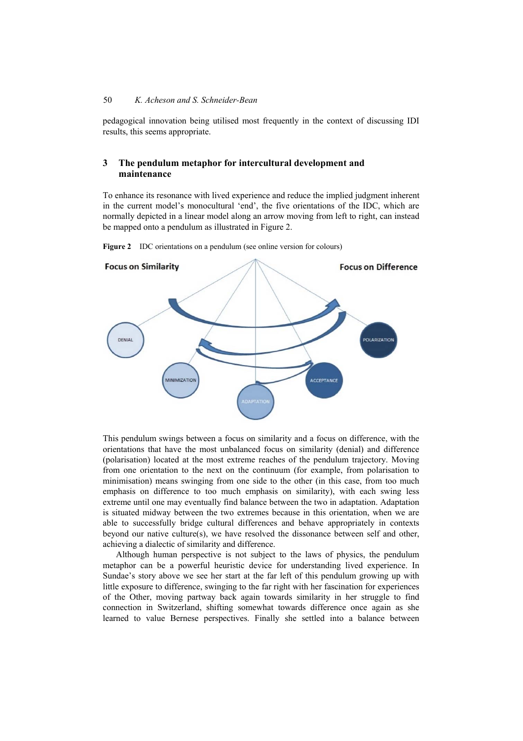pedagogical innovation being utilised most frequently in the context of discussing IDI results, this seems appropriate.

## 3 The pendulum metaphor for intercultural development and maintenance

To enhance its resonance with lived experience and reduce the implied judgment inherent in the current model's monocultural 'end', the five orientations of the IDC, which are normally depicted in a linear model along an arrow moving from left to right, can instead be mapped onto a pendulum as illustrated in Figure 2.

**Figure 2** IDC orientations on a pendulum (see online version for colours)

This pendulum swings between a focus on similarity and a focus on difference, with the orientations that have the most unbalanced focus on similarity (denial) and difference (polarisation) located at the most extreme reaches of the pendulum trajectory. Moving from one orientation to the next on the continuum (for example, from polarisation to minimisation) means swinging from one side to the other (in this case, from too much emphasis on difference to too much emphasis on similarity), with each swing less extreme until one may eventually find balance between the two in adaptation. Adaptation is situated midway between the two extremes because in this orientation, when we are able to successfully bridge cultural differences and behave appropriately in contexts beyond our native culture(s), we have resolved the dissonance between self and other, achieving a dialectic of similarity and difference.

Although human perspective is not subject to the laws of physics, the pendulum metaphor can be a powerful heuristic device for understanding lived experience. In Sundae's story above we see her start at the far left of this pendulum growing up with little exposure to difference, swinging to the far right with her fascination for experiences of the Other, moving partway back again towards similarity in her struggle to find connection in Switzerland, shifting somewhat towards difference once again as she learned to value Bernese perspectives. Finally she settled into a balance between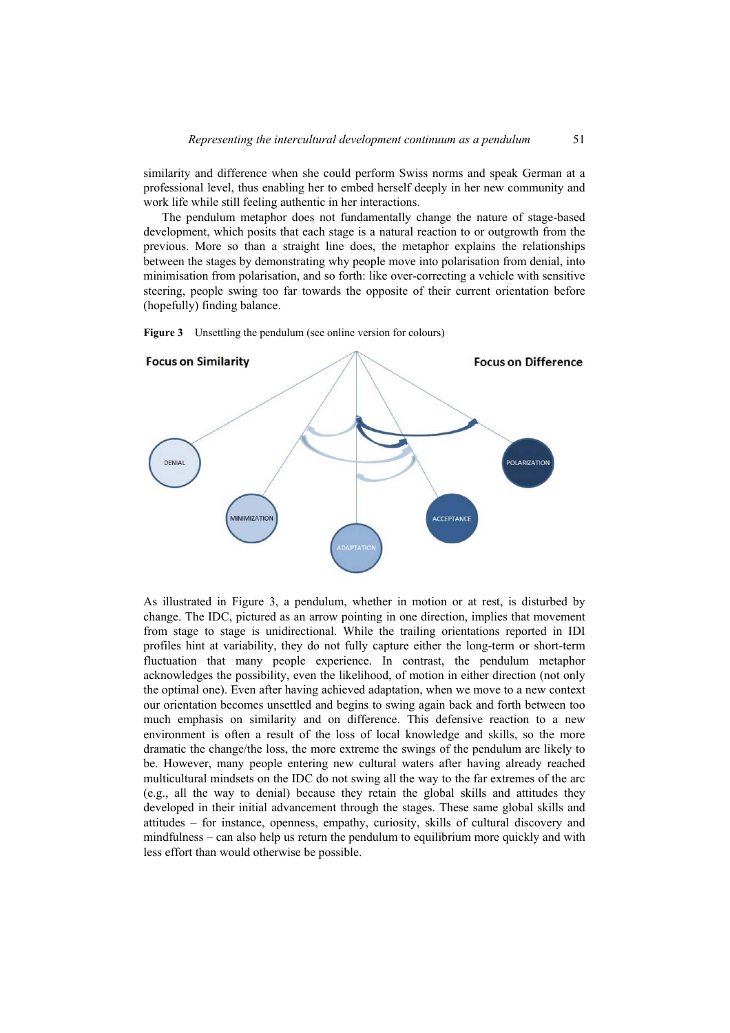similarity and difference when she could perform Swiss norms and speak German at a professional level, thus enabling her to embed herself deeply in her new community and work life while still feeling authentic in her interactions.

The pendulum metaphor does not fundamentally change the nature of stage-based development, which posits that each stage is a natural reaction to or outgrowth from the previous. More so than a straight line does, the metaphor explains the relationships between the stages by demonstrating why people move into polarisation from denial, into minimisation from polarisation, and so forth: like over-correcting a vehicle with sensitive steering, people swing too far towards the opposite of their current orientation before (hopefully) finding balance.

**Figure 3** Unsettling the pendulum (see online version for colours)

Focus on Similarity

Focus on Difference

DENIAL

MINIMIZATION

ADAPTATION

ACCEPTANCE

POLARIZATION

As illustrated in Figure 3, a pendulum, whether in motion or at rest, is disturbed by change. The IDC, pictured as an arrow pointing in one direction, implies that movement from stage to stage is unidirectional. While the trailing orientations reported in IDI profiles hint at variability, they do not fully capture either the long-term or short-term fluctuation that many people experience. In contrast, the pendulum metaphor acknowledges the possibility, even the likelihood, of motion in either direction (not only the optimal one). Even after having achieved adaptation, when we move to a new context our orientation becomes unsettled and begins to swing again back and forth between too much emphasis on similarity and on difference. This defensive reaction to a new environment is often a result of the loss of local knowledge and skills, so the more dramatic the change/the loss, the more extreme the swings of the pendulum are likely to be. However, many people entering new cultural waters after having already reached multicultural mindsets on the IDC do not swing all the way to the far extremes of the arc (e.g., all the way to denial) because they retain the global skills and attitudes they developed in their initial advancement through the stages. These same global skills and attitudes – for instance, openness, empathy, curiosity, skills of cultural discovery and mindfulness – can also help us return the pendulum to equilibrium more quickly and with less effort than would otherwise be possible.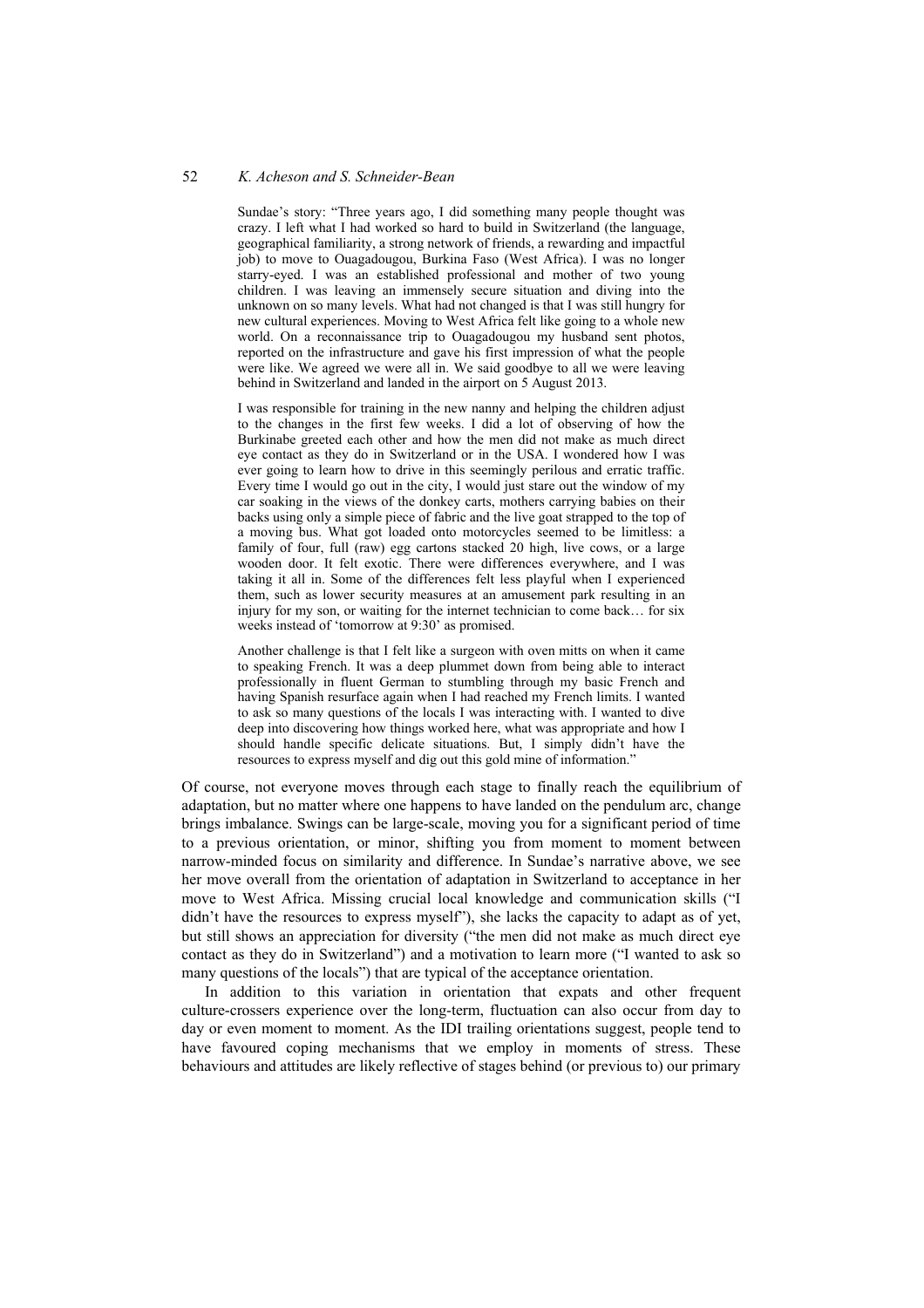> Sundae's story: "Three years ago, I did something many people thought was crazy. I left what I had worked so hard to build in Switzerland (the language, geographical familiarity, a strong network of friends, a rewarding and impactful job) to move to Ouagadougou, Burkina Faso (West Africa). I was no longer starry-eyed. I was an established professional and mother of two young children. I was leaving an immensely secure situation and diving into the unknown on so many levels. What had not changed is that I was still hungry for new cultural experiences. Moving to West Africa felt like going to a whole new world. On a reconnaissance trip to Ouagadougou my husband sent photos, reported on the infrastructure and gave his first impression of what the people were like. We agreed we were all in. We said goodbye to all we were leaving behind in Switzerland and landed in the airport on 5 August 2013.
>
> I was responsible for training in the new nanny and helping the children adjust to the changes in the first few weeks. I did a lot of observing of how the Burkinabe greeted each other and how the men did not make as much direct eye contact as they do in Switzerland or in the USA. I wondered how I was ever going to learn how to drive in this seemingly perilous and erratic traffic. Every time I would go out in the city, I would just stare out the window of my car soaking in the views of the donkey carts, mothers carrying babies on their backs using only a simple piece of fabric and the live goat strapped to the top of a moving bus. What got loaded onto motorcycles seemed to be limitless: a family of four, full (raw) egg cartons stacked 20 high, live cows, or a large wooden door. It felt exotic. There were differences everywhere, and I was taking it all in. Some of the differences felt less playful when I experienced them, such as lower security measures at an amusement park resulting in an injury for my son, or waiting for the internet technician to come back… for six weeks instead of 'tomorrow at 9:30' as promised.
>
> Another challenge is that I felt like a surgeon with oven mitts on when it came to speaking French. It was a deep plummet down from being able to interact professionally in fluent German to stumbling through my basic French and having Spanish resurface again when I had reached my French limits. I wanted to ask so many questions of the locals I was interacting with. I wanted to dive deep into discovering how things worked here, what was appropriate and how I should handle specific delicate situations. But, I simply didn't have the resources to express myself and dig out this gold mine of information."

Of course, not everyone moves through each stage to finally reach the equilibrium of adaptation, but no matter where one happens to have landed on the pendulum arc, change brings imbalance. Swings can be large-scale, moving you for a significant period of time to a previous orientation, or minor, shifting you from moment to moment between narrow-minded focus on similarity and difference. In Sundae's narrative above, we see her move overall from the orientation of adaptation in Switzerland to acceptance in her move to West Africa. Missing crucial local knowledge and communication skills ("I didn't have the resources to express myself"), she lacks the capacity to adapt as of yet, but still shows an appreciation for diversity ("the men did not make as much direct eye contact as they do in Switzerland") and a motivation to learn more ("I wanted to ask so many questions of the locals") that are typical of the acceptance orientation.

In addition to this variation in orientation that expats and other frequent culture-crossers experience over the long-term, fluctuation can also occur from day to day or even moment to moment. As the IDI trailing orientations suggest, people tend to have favoured coping mechanisms that we employ in moments of stress. These behaviours and attitudes are likely reflective of stages behind (or previous to) our primary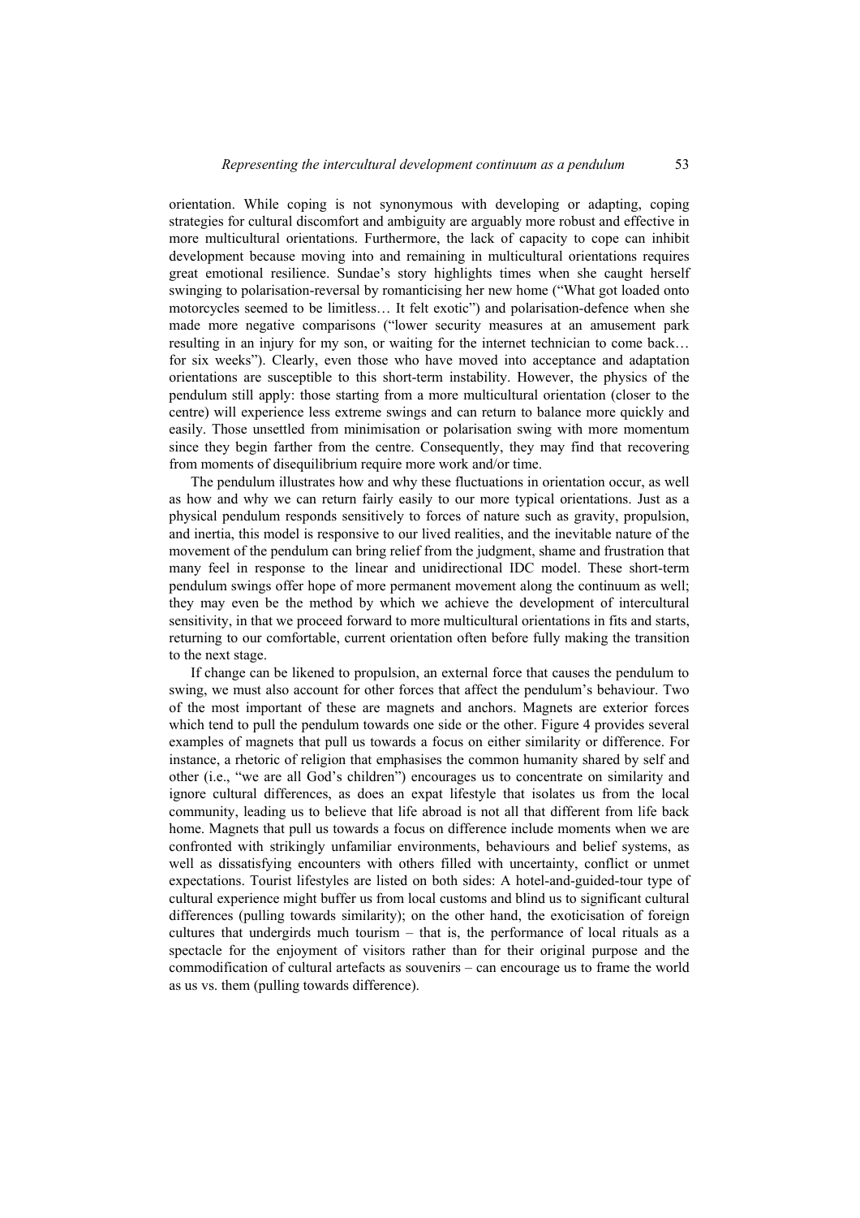orientation. While coping is not synonymous with developing or adapting, coping strategies for cultural discomfort and ambiguity are arguably more robust and effective in more multicultural orientations. Furthermore, the lack of capacity to cope can inhibit development because moving into and remaining in multicultural orientations requires great emotional resilience. Sundae's story highlights times when she caught herself swinging to polarisation-reversal by romanticising her new home ("What got loaded onto motorcycles seemed to be limitless… It felt exotic") and polarisation-defence when she made more negative comparisons ("lower security measures at an amusement park resulting in an injury for my son, or waiting for the internet technician to come back… for six weeks"). Clearly, even those who have moved into acceptance and adaptation orientations are susceptible to this short-term instability. However, the physics of the pendulum still apply: those starting from a more multicultural orientation (closer to the centre) will experience less extreme swings and can return to balance more quickly and easily. Those unsettled from minimisation or polarisation swing with more momentum since they begin farther from the centre. Consequently, they may find that recovering from moments of disequilibrium require more work and/or time.

The pendulum illustrates how and why these fluctuations in orientation occur, as well as how and why we can return fairly easily to our more typical orientations. Just as a physical pendulum responds sensitively to forces of nature such as gravity, propulsion, and inertia, this model is responsive to our lived realities, and the inevitable nature of the movement of the pendulum can bring relief from the judgment, shame and frustration that many feel in response to the linear and unidirectional IDC model. These short-term pendulum swings offer hope of more permanent movement along the continuum as well; they may even be the method by which we achieve the development of intercultural sensitivity, in that we proceed forward to more multicultural orientations in fits and starts, returning to our comfortable, current orientation often before fully making the transition to the next stage.

If change can be likened to propulsion, an external force that causes the pendulum to swing, we must also account for other forces that affect the pendulum's behaviour. Two of the most important of these are magnets and anchors. Magnets are exterior forces which tend to pull the pendulum towards one side or the other. Figure 4 provides several examples of magnets that pull us towards a focus on either similarity or difference. For instance, a rhetoric of religion that emphasises the common humanity shared by self and other (i.e., "we are all God's children") encourages us to concentrate on similarity and ignore cultural differences, as does an expat lifestyle that isolates us from the local community, leading us to believe that life abroad is not all that different from life back home. Magnets that pull us towards a focus on difference include moments when we are confronted with strikingly unfamiliar environments, behaviours and belief systems, as well as dissatisfying encounters with others filled with uncertainty, conflict or unmet expectations. Tourist lifestyles are listed on both sides: A hotel-and-guided-tour type of cultural experience might buffer us from local customs and blind us to significant cultural differences (pulling towards similarity); on the other hand, the exoticisation of foreign cultures that undergirds much tourism – that is, the performance of local rituals as a spectacle for the enjoyment of visitors rather than for their original purpose and the commodification of cultural artefacts as souvenirs – can encourage us to frame the world as us vs. them (pulling towards difference).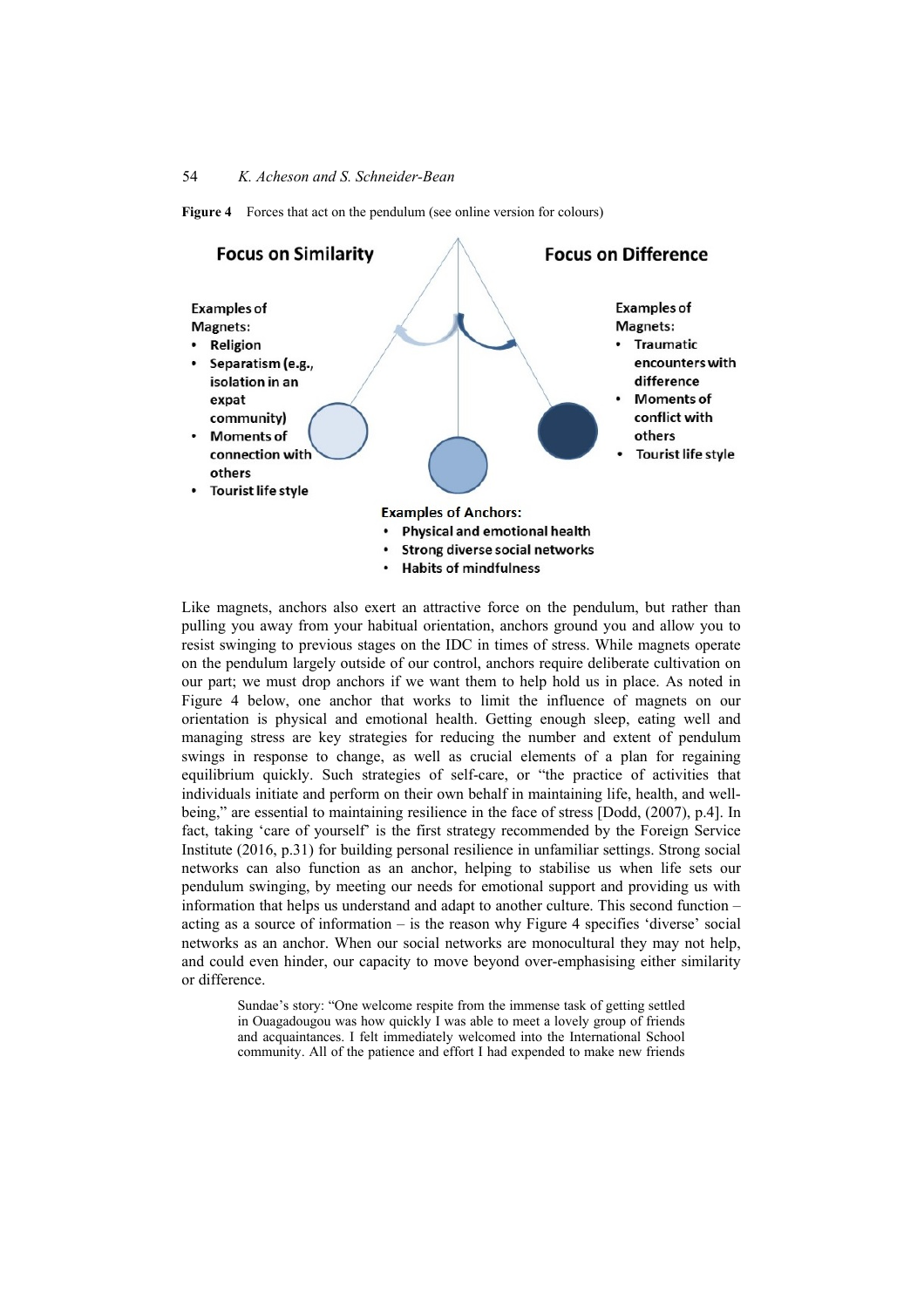**Figure 4** Forces that act on the pendulum (see online version for colours)

**Focus on Similarity**

Examples of Magnets:

- Religion
- Separatism (e.g., isolation in an expat community)
- Moments of connection with others
- Tourist life style

**Focus on Difference**

Examples of Magnets:

- Traumatic encounters with difference
- Moments of conflict with others
- Tourist life style

Examples of Anchors:

- Physical and emotional health
- Strong diverse social networks
- Habits of mindfulness

Like magnets, anchors also exert an attractive force on the pendulum, but rather than pulling you away from your habitual orientation, anchors ground you and allow you to resist swinging to previous stages on the IDC in times of stress. While magnets operate on the pendulum largely outside of our control, anchors require deliberate cultivation on our part; we must drop anchors if we want them to help hold us in place. As noted in Figure 4 below, one anchor that works to limit the influence of magnets on our orientation is physical and emotional health. Getting enough sleep, eating well and managing stress are key strategies for reducing the number and extent of pendulum swings in response to change, as well as crucial elements of a plan for regaining equilibrium quickly. Such strategies of self-care, or "the practice of activities that individuals initiate and perform on their own behalf in maintaining life, health, and well-being," are essential to maintaining resilience in the face of stress [Dodd, (2007), p.4]. In fact, taking 'care of yourself' is the first strategy recommended by the Foreign Service Institute (2016, p.31) for building personal resilience in unfamiliar settings. Strong social networks can also function as an anchor, helping to stabilise us when life sets our pendulum swinging, by meeting our needs for emotional support and providing us with information that helps us understand and adapt to another culture. This second function – acting as a source of information – is the reason why Figure 4 specifies 'diverse' social networks as an anchor. When our social networks are monocultural they may not help, and could even hinder, our capacity to move beyond over-emphasising either similarity or difference.

> Sundae's story: "One welcome respite from the immense task of getting settled in Ouagadougou was how quickly I was able to meet a lovely group of friends and acquaintances. I felt immediately welcomed into the International School community. All of the patience and effort I had expended to make new friends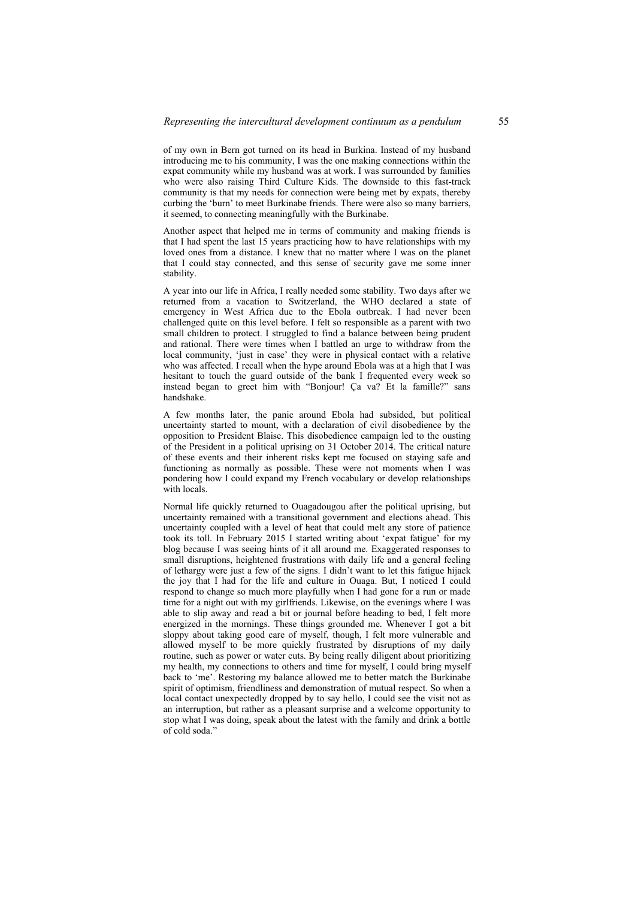of my own in Bern got turned on its head in Burkina. Instead of my husband introducing me to his community, I was the one making connections within the expat community while my husband was at work. I was surrounded by families who were also raising Third Culture Kids. The downside to this fast-track community is that my needs for connection were being met by expats, thereby curbing the 'burn' to meet Burkinabe friends. There were also so many barriers, it seemed, to connecting meaningfully with the Burkinabe.

Another aspect that helped me in terms of community and making friends is that I had spent the last 15 years practicing how to have relationships with my loved ones from a distance. I knew that no matter where I was on the planet that I could stay connected, and this sense of security gave me some inner stability.

A year into our life in Africa, I really needed some stability. Two days after we returned from a vacation to Switzerland, the WHO declared a state of emergency in West Africa due to the Ebola outbreak. I had never been challenged quite on this level before. I felt so responsible as a parent with two small children to protect. I struggled to find a balance between being prudent and rational. There were times when I battled an urge to withdraw from the local community, 'just in case' they were in physical contact with a relative who was affected. I recall when the hype around Ebola was at a high that I was hesitant to touch the guard outside of the bank I frequented every week so instead began to greet him with "Bonjour! Ça va? Et la famille?" sans handshake.

A few months later, the panic around Ebola had subsided, but political uncertainty started to mount, with a declaration of civil disobedience by the opposition to President Blaise. This disobedience campaign led to the ousting of the President in a political uprising on 31 October 2014. The critical nature of these events and their inherent risks kept me focused on staying safe and functioning as normally as possible. These were not moments when I was pondering how I could expand my French vocabulary or develop relationships with locals.

Normal life quickly returned to Ouagadougou after the political uprising, but uncertainty remained with a transitional government and elections ahead. This uncertainty coupled with a level of heat that could melt any store of patience took its toll. In February 2015 I started writing about 'expat fatigue' for my blog because I was seeing hints of it all around me. Exaggerated responses to small disruptions, heightened frustrations with daily life and a general feeling of lethargy were just a few of the signs. I didn't want to let this fatigue hijack the joy that I had for the life and culture in Ouaga. But, I noticed I could respond to change so much more playfully when I had gone for a run or made time for a night out with my girlfriends. Likewise, on the evenings where I was able to slip away and read a bit or journal before heading to bed, I felt more energized in the mornings. These things grounded me. Whenever I got a bit sloppy about taking good care of myself, though, I felt more vulnerable and allowed myself to be more quickly frustrated by disruptions of my daily routine, such as power or water cuts. By being really diligent about prioritizing my health, my connections to others and time for myself, I could bring myself back to 'me'. Restoring my balance allowed me to better match the Burkinabe spirit of optimism, friendliness and demonstration of mutual respect. So when a local contact unexpectedly dropped by to say hello, I could see the visit not as an interruption, but rather as a pleasant surprise and a welcome opportunity to stop what I was doing, speak about the latest with the family and drink a bottle of cold soda."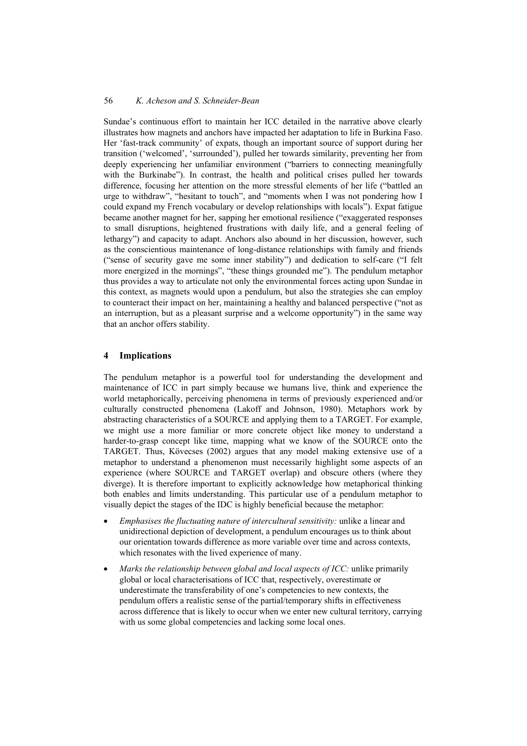Sundae's continuous effort to maintain her ICC detailed in the narrative above clearly illustrates how magnets and anchors have impacted her adaptation to life in Burkina Faso. Her 'fast-track community' of expats, though an important source of support during her transition ('welcomed', 'surrounded'), pulled her towards similarity, preventing her from deeply experiencing her unfamiliar environment ("barriers to connecting meaningfully with the Burkinabe"). In contrast, the health and political crises pulled her towards difference, focusing her attention on the more stressful elements of her life ("battled an urge to withdraw", "hesitant to touch", and "moments when I was not pondering how I could expand my French vocabulary or develop relationships with locals"). Expat fatigue became another magnet for her, sapping her emotional resilience ("exaggerated responses to small disruptions, heightened frustrations with daily life, and a general feeling of lethargy") and capacity to adapt. Anchors also abound in her discussion, however, such as the conscientious maintenance of long-distance relationships with family and friends ("sense of security gave me some inner stability") and dedication to self-care ("I felt more energized in the mornings", "these things grounded me"). The pendulum metaphor thus provides a way to articulate not only the environmental forces acting upon Sundae in this context, as magnets would upon a pendulum, but also the strategies she can employ to counteract their impact on her, maintaining a healthy and balanced perspective ("not as an interruption, but as a pleasant surprise and a welcome opportunity") in the same way that an anchor offers stability.

## 4 Implications

The pendulum metaphor is a powerful tool for understanding the development and maintenance of ICC in part simply because we humans live, think and experience the world metaphorically, perceiving phenomena in terms of previously experienced and/or culturally constructed phenomena (Lakoff and Johnson, 1980). Metaphors work by abstracting characteristics of a SOURCE and applying them to a TARGET. For example, we might use a more familiar or more concrete object like money to understand a harder-to-grasp concept like time, mapping what we know of the SOURCE onto the TARGET. Thus, Kövecses (2002) argues that any model making extensive use of a metaphor to understand a phenomenon must necessarily highlight some aspects of an experience (where SOURCE and TARGET overlap) and obscure others (where they diverge). It is therefore important to explicitly acknowledge how metaphorical thinking both enables and limits understanding. This particular use of a pendulum metaphor to visually depict the stages of the IDC is highly beneficial because the metaphor:

- *Emphasises the fluctuating nature of intercultural sensitivity:* unlike a linear and unidirectional depiction of development, a pendulum encourages us to think about our orientation towards difference as more variable over time and across contexts, which resonates with the lived experience of many.
- *Marks the relationship between global and local aspects of ICC:* unlike primarily global or local characterisations of ICC that, respectively, overestimate or underestimate the transferability of one's competencies to new contexts, the pendulum offers a realistic sense of the partial/temporary shifts in effectiveness across difference that is likely to occur when we enter new cultural territory, carrying with us some global competencies and lacking some local ones.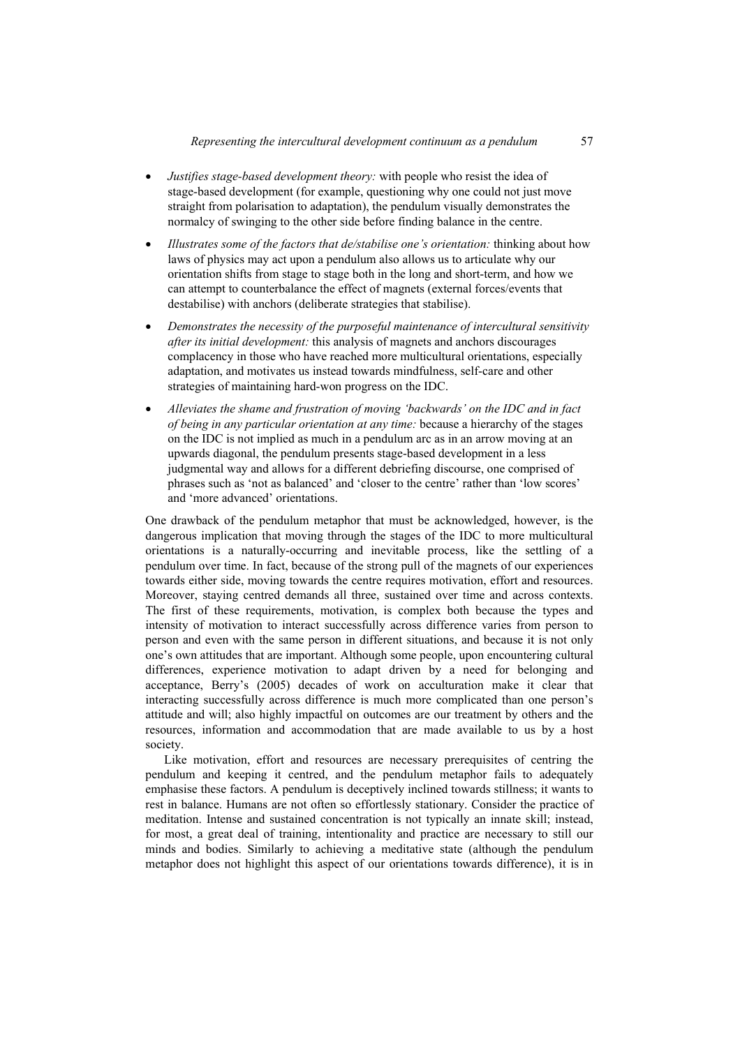- *Justifies stage-based development theory:* with people who resist the idea of stage-based development (for example, questioning why one could not just move straight from polarisation to adaptation), the pendulum visually demonstrates the normalcy of swinging to the other side before finding balance in the centre.
- *Illustrates some of the factors that de/stabilise one's orientation:* thinking about how laws of physics may act upon a pendulum also allows us to articulate why our orientation shifts from stage to stage both in the long and short-term, and how we can attempt to counterbalance the effect of magnets (external forces/events that destabilise) with anchors (deliberate strategies that stabilise).
- *Demonstrates the necessity of the purposeful maintenance of intercultural sensitivity after its initial development:* this analysis of magnets and anchors discourages complacency in those who have reached more multicultural orientations, especially adaptation, and motivates us instead towards mindfulness, self-care and other strategies of maintaining hard-won progress on the IDC.
- *Alleviates the shame and frustration of moving 'backwards' on the IDC and in fact of being in any particular orientation at any time:* because a hierarchy of the stages on the IDC is not implied as much in a pendulum arc as in an arrow moving at an upwards diagonal, the pendulum presents stage-based development in a less judgmental way and allows for a different debriefing discourse, one comprised of phrases such as 'not as balanced' and 'closer to the centre' rather than 'low scores' and 'more advanced' orientations.

One drawback of the pendulum metaphor that must be acknowledged, however, is the dangerous implication that moving through the stages of the IDC to more multicultural orientations is a naturally-occurring and inevitable process, like the settling of a pendulum over time. In fact, because of the strong pull of the magnets of our experiences towards either side, moving towards the centre requires motivation, effort and resources. Moreover, staying centred demands all three, sustained over time and across contexts. The first of these requirements, motivation, is complex both because the types and intensity of motivation to interact successfully across difference varies from person to person and even with the same person in different situations, and because it is not only one's own attitudes that are important. Although some people, upon encountering cultural differences, experience motivation to adapt driven by a need for belonging and acceptance, Berry's (2005) decades of work on acculturation make it clear that interacting successfully across difference is much more complicated than one person's attitude and will; also highly impactful on outcomes are our treatment by others and the resources, information and accommodation that are made available to us by a host society.

Like motivation, effort and resources are necessary prerequisites of centring the pendulum and keeping it centred, and the pendulum metaphor fails to adequately emphasise these factors. A pendulum is deceptively inclined towards stillness; it wants to rest in balance. Humans are not often so effortlessly stationary. Consider the practice of meditation. Intense and sustained concentration is not typically an innate skill; instead, for most, a great deal of training, intentionality and practice are necessary to still our minds and bodies. Similarly to achieving a meditative state (although the pendulum metaphor does not highlight this aspect of our orientations towards difference), it is in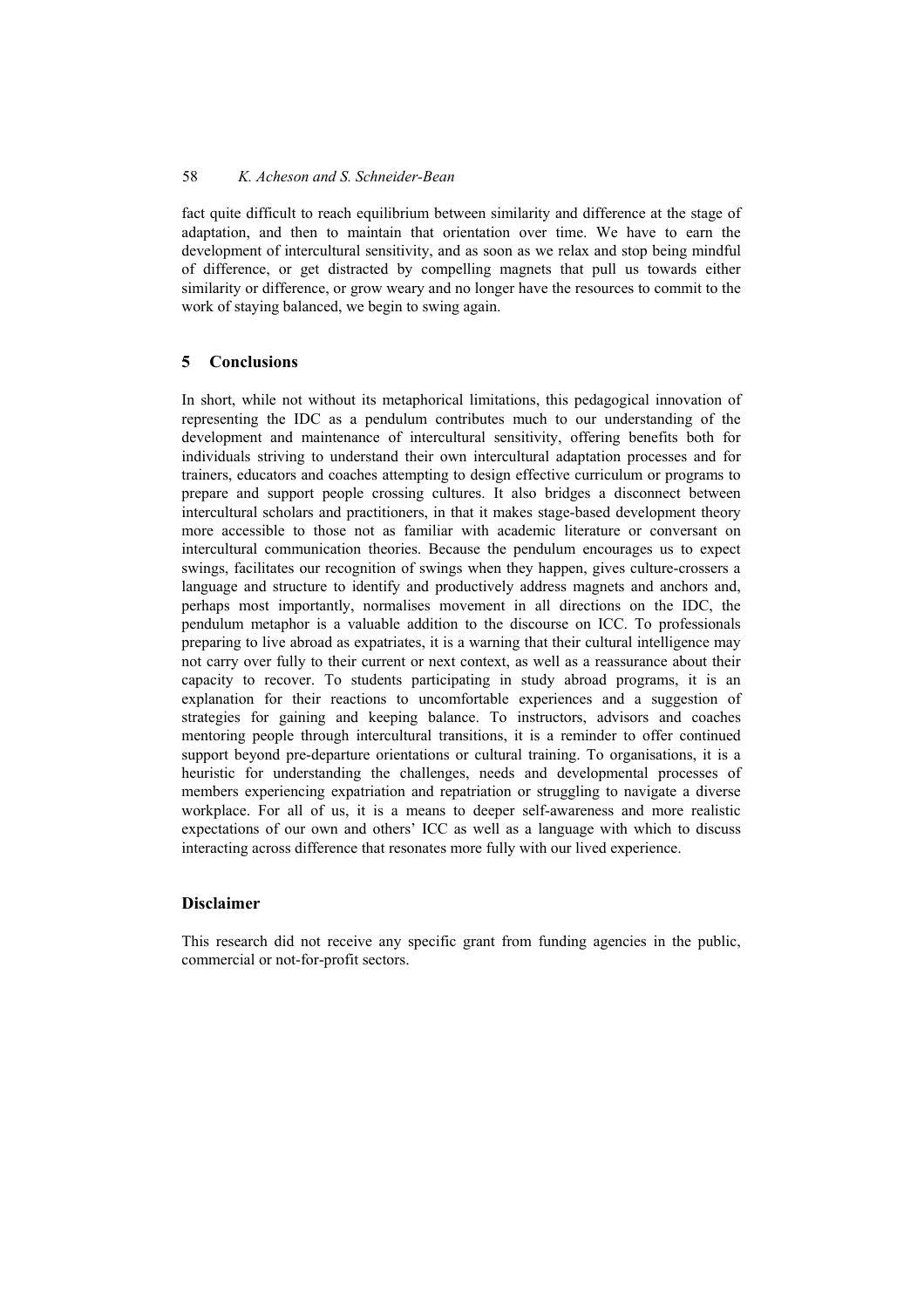fact quite difficult to reach equilibrium between similarity and difference at the stage of adaptation, and then to maintain that orientation over time. We have to earn the development of intercultural sensitivity, and as soon as we relax and stop being mindful of difference, or get distracted by compelling magnets that pull us towards either similarity or difference, or grow weary and no longer have the resources to commit to the work of staying balanced, we begin to swing again.

## 5 Conclusions

In short, while not without its metaphorical limitations, this pedagogical innovation of representing the IDC as a pendulum contributes much to our understanding of the development and maintenance of intercultural sensitivity, offering benefits both for individuals striving to understand their own intercultural adaptation processes and for trainers, educators and coaches attempting to design effective curriculum or programs to prepare and support people crossing cultures. It also bridges a disconnect between intercultural scholars and practitioners, in that it makes stage-based development theory more accessible to those not as familiar with academic literature or conversant on intercultural communication theories. Because the pendulum encourages us to expect swings, facilitates our recognition of swings when they happen, gives culture-crossers a language and structure to identify and productively address magnets and anchors and, perhaps most importantly, normalises movement in all directions on the IDC, the pendulum metaphor is a valuable addition to the discourse on ICC. To professionals preparing to live abroad as expatriates, it is a warning that their cultural intelligence may not carry over fully to their current or next context, as well as a reassurance about their capacity to recover. To students participating in study abroad programs, it is an explanation for their reactions to uncomfortable experiences and a suggestion of strategies for gaining and keeping balance. To instructors, advisors and coaches mentoring people through intercultural transitions, it is a reminder to offer continued support beyond pre-departure orientations or cultural training. To organisations, it is a heuristic for understanding the challenges, needs and developmental processes of members experiencing expatriation and repatriation or struggling to navigate a diverse workplace. For all of us, it is a means to deeper self-awareness and more realistic expectations of our own and others' ICC as well as a language with which to discuss interacting across difference that resonates more fully with our lived experience.

## Disclaimer

This research did not receive any specific grant from funding agencies in the public, commercial or not-for-profit sectors.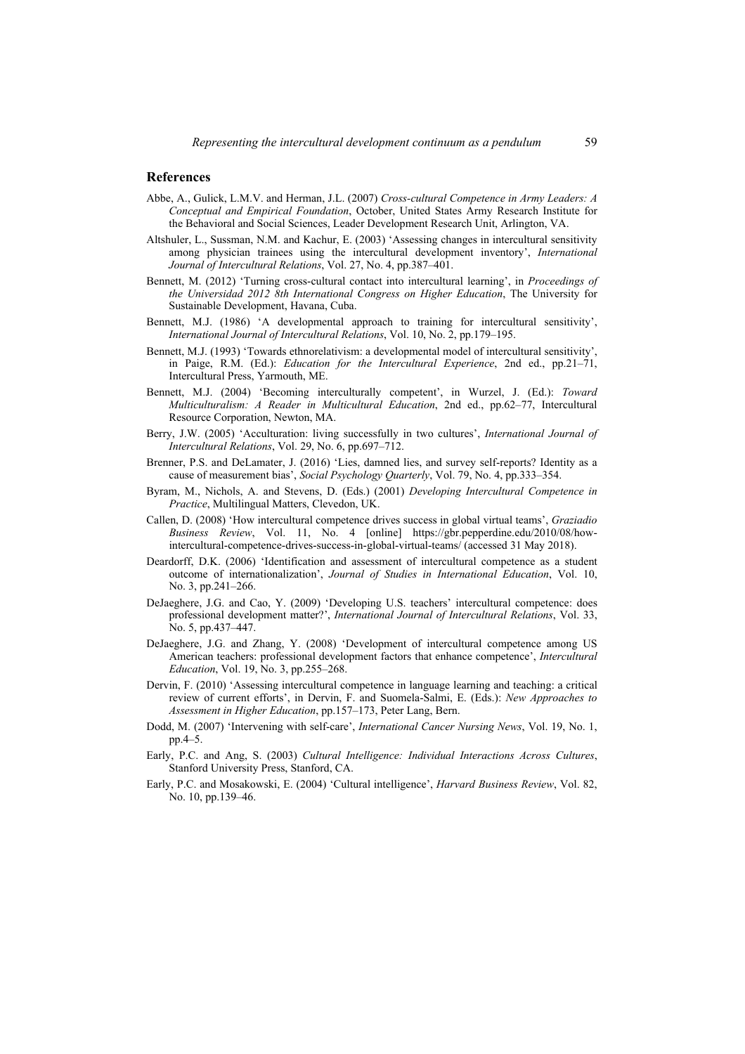## References

Abbe, A., Gulick, L.M.V. and Herman, J.L. (2007) *Cross-cultural Competence in Army Leaders: A Conceptual and Empirical Foundation*, October, United States Army Research Institute for the Behavioral and Social Sciences, Leader Development Research Unit, Arlington, VA.

Altshuler, L., Sussman, N.M. and Kachur, E. (2003) 'Assessing changes in intercultural sensitivity among physician trainees using the intercultural development inventory', *International Journal of Intercultural Relations*, Vol. 27, No. 4, pp.387–401.

Bennett, M. (2012) 'Turning cross-cultural contact into intercultural learning', in *Proceedings of the Universidad 2012 8th International Congress on Higher Education*, The University for Sustainable Development, Havana, Cuba.

Bennett, M.J. (1986) 'A developmental approach to training for intercultural sensitivity', *International Journal of Intercultural Relations*, Vol. 10, No. 2, pp.179–195.

Bennett, M.J. (1993) 'Towards ethnorelativism: a developmental model of intercultural sensitivity', in Paige, R.M. (Ed.): *Education for the Intercultural Experience*, 2nd ed., pp.21–71, Intercultural Press, Yarmouth, ME.

Bennett, M.J. (2004) 'Becoming interculturally competent', in Wurzel, J. (Ed.): *Toward Multiculturalism: A Reader in Multicultural Education*, 2nd ed., pp.62–77, Intercultural Resource Corporation, Newton, MA.

Berry, J.W. (2005) 'Acculturation: living successfully in two cultures', *International Journal of Intercultural Relations*, Vol. 29, No. 6, pp.697–712.

Brenner, P.S. and DeLamater, J. (2016) 'Lies, damned lies, and survey self-reports? Identity as a cause of measurement bias', *Social Psychology Quarterly*, Vol. 79, No. 4, pp.333–354.

Byram, M., Nichols, A. and Stevens, D. (Eds.) (2001) *Developing Intercultural Competence in Practice*, Multilingual Matters, Clevedon, UK.

Callen, D. (2008) 'How intercultural competence drives success in global virtual teams', *Graziadio Business Review*, Vol. 11, No. 4 [online] https://gbr.pepperdine.edu/2010/08/how-intercultural-competence-drives-success-in-global-virtual-teams/ (accessed 31 May 2018).

Deardorff, D.K. (2006) 'Identification and assessment of intercultural competence as a student outcome of internationalization', *Journal of Studies in International Education*, Vol. 10, No. 3, pp.241–266.

DeJaeghere, J.G. and Cao, Y. (2009) 'Developing U.S. teachers' intercultural competence: does professional development matter?', *International Journal of Intercultural Relations*, Vol. 33, No. 5, pp.437–447.

DeJaeghere, J.G. and Zhang, Y. (2008) 'Development of intercultural competence among US American teachers: professional development factors that enhance competence', *Intercultural Education*, Vol. 19, No. 3, pp.255–268.

Dervin, F. (2010) 'Assessing intercultural competence in language learning and teaching: a critical review of current efforts', in Dervin, F. and Suomela-Salmi, E. (Eds.): *New Approaches to Assessment in Higher Education*, pp.157–173, Peter Lang, Bern.

Dodd, M. (2007) 'Intervening with self-care', *International Cancer Nursing News*, Vol. 19, No. 1, pp.4–5.

Early, P.C. and Ang, S. (2003) *Cultural Intelligence: Individual Interactions Across Cultures*, Stanford University Press, Stanford, CA.

Early, P.C. and Mosakowski, E. (2004) 'Cultural intelligence', *Harvard Business Review*, Vol. 82, No. 10, pp.139–46.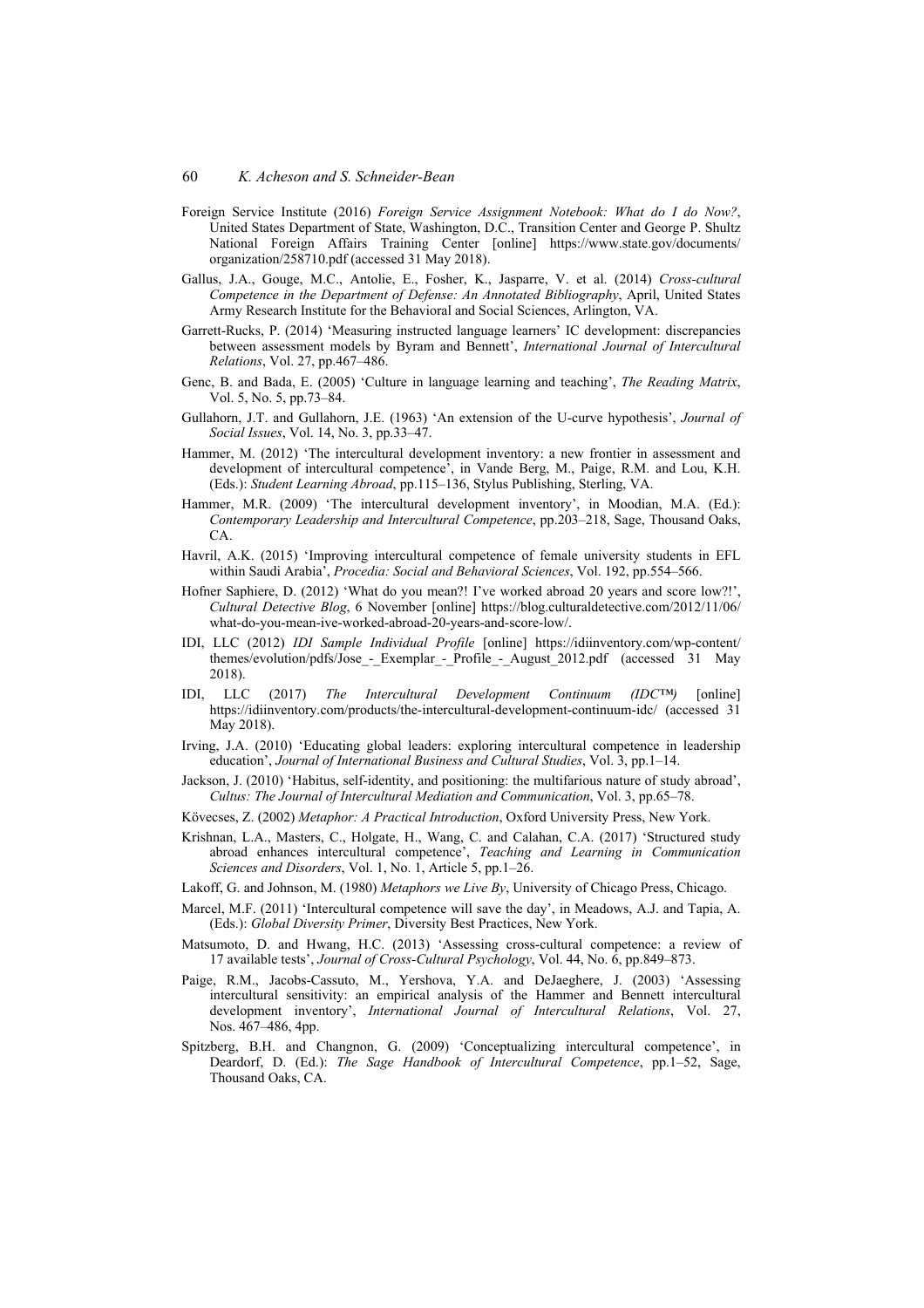Foreign Service Institute (2016) *Foreign Service Assignment Notebook: What do I do Now?*, United States Department of State, Washington, D.C., Transition Center and George P. Shultz National Foreign Affairs Training Center [online] https://www.state.gov/documents/organization/258710.pdf (accessed 31 May 2018).

Gallus, J.A., Gouge, M.C., Antolie, E., Fosher, K., Jasparre, V. et al. (2014) *Cross-cultural Competence in the Department of Defense: An Annotated Bibliography*, April, United States Army Research Institute for the Behavioral and Social Sciences, Arlington, VA.

Garrett-Rucks, P. (2014) 'Measuring instructed language learners' IC development: discrepancies between assessment models by Byram and Bennett', *International Journal of Intercultural Relations*, Vol. 27, pp.467–486.

Genc, B. and Bada, E. (2005) 'Culture in language learning and teaching', *The Reading Matrix*, Vol. 5, No. 5, pp.73–84.

Gullahorn, J.T. and Gullahorn, J.E. (1963) 'An extension of the U-curve hypothesis', *Journal of Social Issues*, Vol. 14, No. 3, pp.33–47.

Hammer, M. (2012) 'The intercultural development inventory: a new frontier in assessment and development of intercultural competence', in Vande Berg, M., Paige, R.M. and Lou, K.H. (Eds.): *Student Learning Abroad*, pp.115–136, Stylus Publishing, Sterling, VA.

Hammer, M.R. (2009) 'The intercultural development inventory', in Moodian, M.A. (Ed.): *Contemporary Leadership and Intercultural Competence*, pp.203–218, Sage, Thousand Oaks, CA.

Havril, A.K. (2015) 'Improving intercultural competence of female university students in EFL within Saudi Arabia', *Procedia: Social and Behavioral Sciences*, Vol. 192, pp.554–566.

Hofner Saphiere, D. (2012) 'What do you mean?! I've worked abroad 20 years and score low?!', *Cultural Detective Blog*, 6 November [online] https://blog.culturaldetective.com/2012/11/06/what-do-you-mean-ive-worked-abroad-20-years-and-score-low/.

IDI, LLC (2012) *IDI Sample Individual Profile* [online] https://idiinventory.com/wp-content/themes/evolution/pdfs/Jose_-_Exemplar_-_Profile_-_August_2012.pdf (accessed 31 May 2018).

IDI, LLC (2017) *The Intercultural Development Continuum (IDC™)* [online] https://idiinventory.com/products/the-intercultural-development-continuum-idc/ (accessed 31 May 2018).

Irving, J.A. (2010) 'Educating global leaders: exploring intercultural competence in leadership education', *Journal of International Business and Cultural Studies*, Vol. 3, pp.1–14.

Jackson, J. (2010) 'Habitus, self-identity, and positioning: the multifarious nature of study abroad', *Cultus: The Journal of Intercultural Mediation and Communication*, Vol. 3, pp.65–78.

Kövecses, Z. (2002) *Metaphor: A Practical Introduction*, Oxford University Press, New York.

Krishnan, L.A., Masters, C., Holgate, H., Wang, C. and Calahan, C.A. (2017) 'Structured study abroad enhances intercultural competence', *Teaching and Learning in Communication Sciences and Disorders*, Vol. 1, No. 1, Article 5, pp.1–26.

Lakoff, G. and Johnson, M. (1980) *Metaphors we Live By*, University of Chicago Press, Chicago.

Marcel, M.F. (2011) 'Intercultural competence will save the day', in Meadows, A.J. and Tapia, A. (Eds.): *Global Diversity Primer*, Diversity Best Practices, New York.

Matsumoto, D. and Hwang, H.C. (2013) 'Assessing cross-cultural competence: a review of 17 available tests', *Journal of Cross-Cultural Psychology*, Vol. 44, No. 6, pp.849–873.

Paige, R.M., Jacobs-Cassuto, M., Yershova, Y.A. and DeJaeghere, J. (2003) 'Assessing intercultural sensitivity: an empirical analysis of the Hammer and Bennett intercultural development inventory', *International Journal of Intercultural Relations*, Vol. 27, Nos. 467–486, 4pp.

Spitzberg, B.H. and Changnon, G. (2009) 'Conceptualizing intercultural competence', in Deardorf, D. (Ed.): *The Sage Handbook of Intercultural Competence*, pp.1–52, Sage, Thousand Oaks, CA.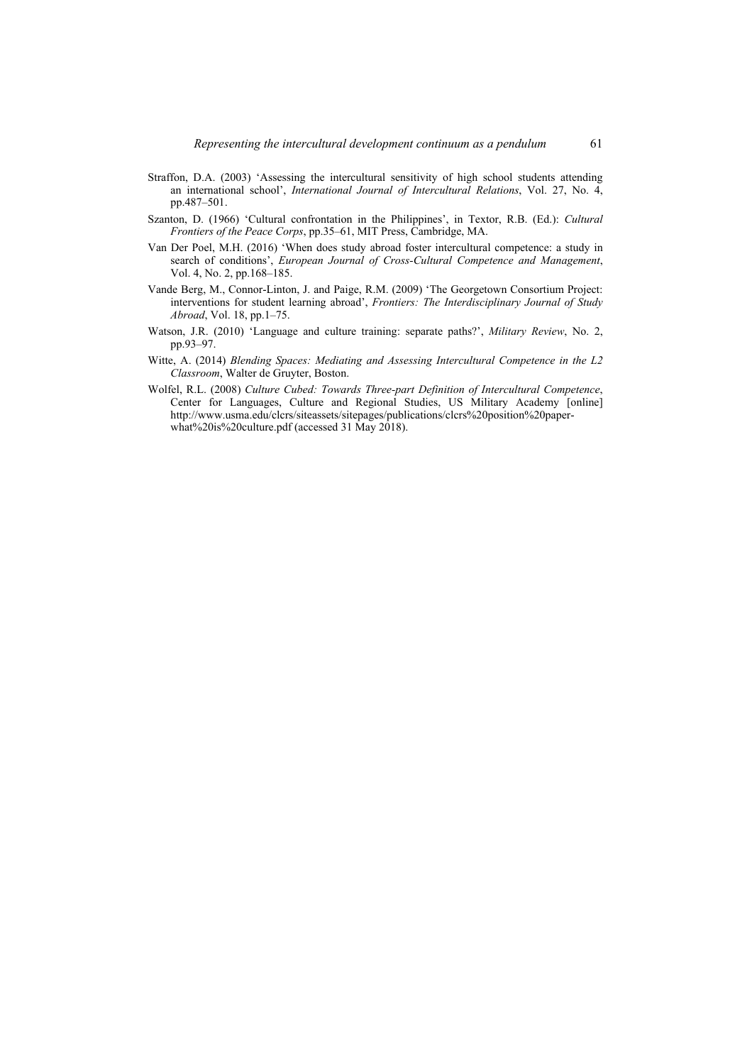Straffon, D.A. (2003) 'Assessing the intercultural sensitivity of high school students attending an international school', *International Journal of Intercultural Relations*, Vol. 27, No. 4, pp.487–501.

Szanton, D. (1966) 'Cultural confrontation in the Philippines', in Textor, R.B. (Ed.): *Cultural Frontiers of the Peace Corps*, pp.35–61, MIT Press, Cambridge, MA.

Van Der Poel, M.H. (2016) 'When does study abroad foster intercultural competence: a study in search of conditions', *European Journal of Cross-Cultural Competence and Management*, Vol. 4, No. 2, pp.168–185.

Vande Berg, M., Connor-Linton, J. and Paige, R.M. (2009) 'The Georgetown Consortium Project: interventions for student learning abroad', *Frontiers: The Interdisciplinary Journal of Study Abroad*, Vol. 18, pp.1–75.

Watson, J.R. (2010) 'Language and culture training: separate paths?', *Military Review*, No. 2, pp.93–97.

Witte, A. (2014) *Blending Spaces: Mediating and Assessing Intercultural Competence in the L2 Classroom*, Walter de Gruyter, Boston.

Wolfel, R.L. (2008) *Culture Cubed: Towards Three-part Definition of Intercultural Competence*, Center for Languages, Culture and Regional Studies, US Military Academy [online] http://www.usma.edu/clcrs/siteassets/sitepages/publications/clcrs%20position%20paper-what%20is%20culture.pdf (accessed 31 May 2018).